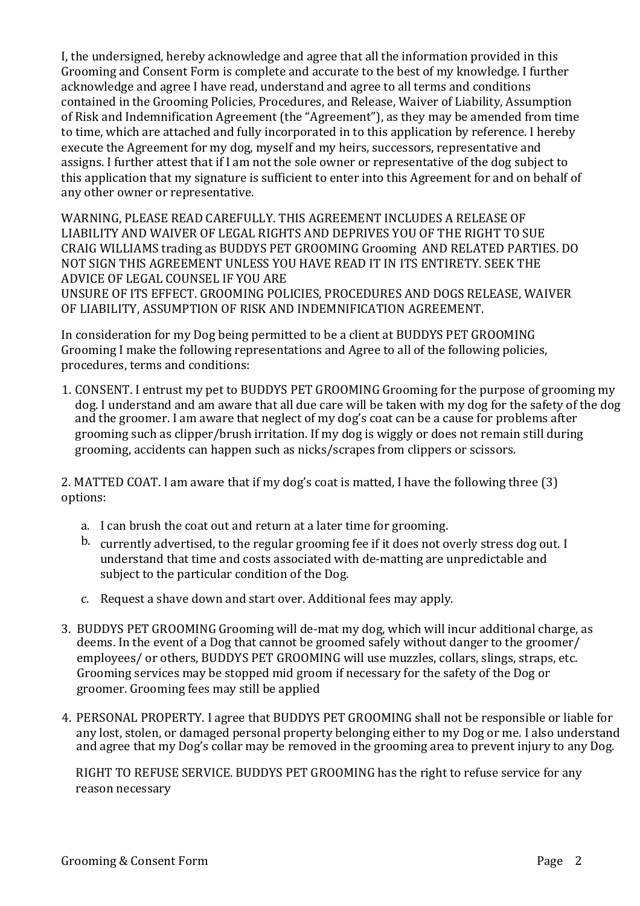I, the undersigned, hereby acknowledge and agree that all the information provided in this Grooming and Consent Form is complete and accurate to the best of my knowledge. I further acknowledge and agree I have read, understand and agree to all terms and conditions contained in the Grooming Policies, Procedures, and Release, Waiver of Liability, Assumption of Risk and Indemnification Agreement (the "Agreement"), as they may be amended from time to time, which are attached and fully incorporated in to this application by reference. I hereby execute the Agreement for my dog, myself and my heirs, successors, representative and assigns. I further attest that if I am not the sole owner or representative of the dog subject to this application that my signature is sufficient to enter into this Agreement for and on behalf of any other owner or representative.

WARNING, PLEASE READ CAREFULLY. THIS AGREEMENT INCLUDES A RELEASE OF LIABILITY AND WAIVER OF LEGAL RIGHTS AND DEPRIVES YOU OF THE RIGHT TO SUE CRAIG WILLIAMS trading as BUDDYS PET GROOMING Grooming AND RELATED PARTIES. DO NOT SIGN THIS AGREEMENT UNLESS YOU HAVE READ IT IN ITS ENTIRETY. SEEK THE ADVICE OF LEGAL COUNSEL IF YOU ARE
UNSURE OF ITS EFFECT. GROOMING POLICIES, PROCEDURES AND DOGS RELEASE, WAIVER OF LIABILITY, ASSUMPTION OF RISK AND INDEMNIFICATION AGREEMENT.

In consideration for my Dog being permitted to be a client at BUDDYS PET GROOMING Grooming I make the following representations and Agree to all of the following policies, procedures, terms and conditions:

1. CONSENT. I entrust my pet to BUDDYS PET GROOMING Grooming for the purpose of grooming my dog. I understand and am aware that all due care will be taken with my dog for the safety of the dog and the groomer. I am aware that neglect of my dog's coat can be a cause for problems after grooming such as clipper/brush irritation. If my dog is wiggly or does not remain still during grooming, accidents can happen such as nicks/scrapes from clippers or scissors.

2. MATTED COAT. I am aware that if my dog's coat is matted, I have the following three (3) options:

   a. I can brush the coat out and return at a later time for grooming.
   b. currently advertised, to the regular grooming fee if it does not overly stress dog out. I understand that time and costs associated with de-matting are unpredictable and subject to the particular condition of the Dog.
   c. Request a shave down and start over. Additional fees may apply.

3. BUDDYS PET GROOMING Grooming will de-mat my dog, which will incur additional charge, as deems. In the event of a Dog that cannot be groomed safely without danger to the groomer/ employees/ or others, BUDDYS PET GROOMING will use muzzles, collars, slings, straps, etc. Grooming services may be stopped mid groom if necessary for the safety of the Dog or groomer. Grooming fees may still be applied

4. PERSONAL PROPERTY. I agree that BUDDYS PET GROOMING shall not be responsible or liable for any lost, stolen, or damaged personal property belonging either to my Dog or me. I also understand and agree that my Dog's collar may be removed in the grooming area to prevent injury to any Dog.

   RIGHT TO REFUSE SERVICE. BUDDYS PET GROOMING has the right to refuse service for any reason necessary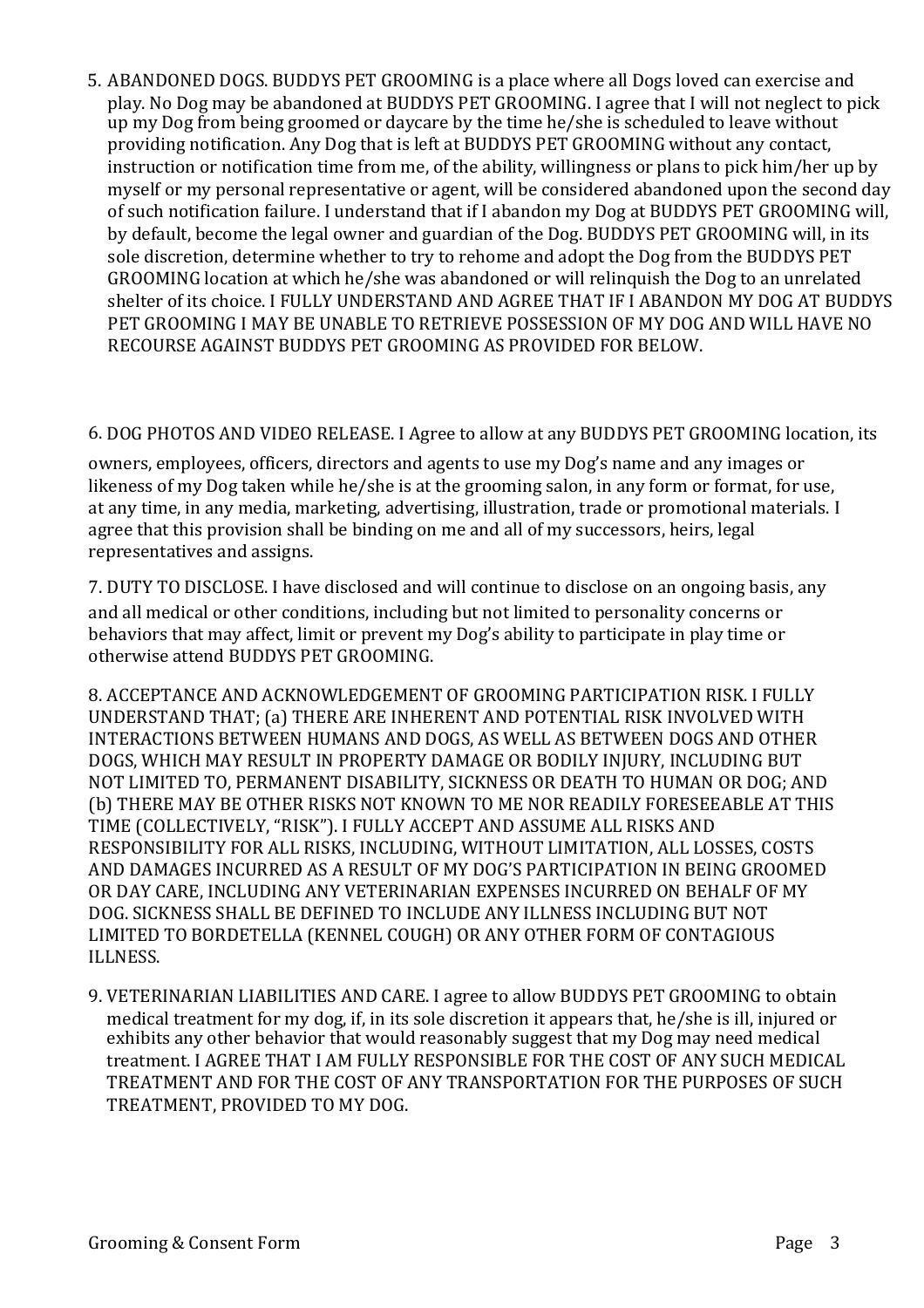5. ABANDONED DOGS. BUDDYS PET GROOMING is a place where all Dogs loved can exercise and play. No Dog may be abandoned at BUDDYS PET GROOMING. I agree that I will not neglect to pick up my Dog from being groomed or daycare by the time he/she is scheduled to leave without providing notification. Any Dog that is left at BUDDYS PET GROOMING without any contact, instruction or notification time from me, of the ability, willingness or plans to pick him/her up by myself or my personal representative or agent, will be considered abandoned upon the second day of such notification failure. I understand that if I abandon my Dog at BUDDYS PET GROOMING will, by default, become the legal owner and guardian of the Dog. BUDDYS PET GROOMING will, in its sole discretion, determine whether to try to rehome and adopt the Dog from the BUDDYS PET GROOMING location at which he/she was abandoned or will relinquish the Dog to an unrelated shelter of its choice. I FULLY UNDERSTAND AND AGREE THAT IF I ABANDON MY DOG AT BUDDYS PET GROOMING I MAY BE UNABLE TO RETRIEVE POSSESSION OF MY DOG AND WILL HAVE NO RECOURSE AGAINST BUDDYS PET GROOMING AS PROVIDED FOR BELOW.

6. DOG PHOTOS AND VIDEO RELEASE. I Agree to allow at any BUDDYS PET GROOMING location, its owners, employees, officers, directors and agents to use my Dog's name and any images or likeness of my Dog taken while he/she is at the grooming salon, in any form or format, for use, at any time, in any media, marketing, advertising, illustration, trade or promotional materials. I agree that this provision shall be binding on me and all of my successors, heirs, legal representatives and assigns.

7. DUTY TO DISCLOSE. I have disclosed and will continue to disclose on an ongoing basis, any and all medical or other conditions, including but not limited to personality concerns or behaviors that may affect, limit or prevent my Dog's ability to participate in play time or otherwise attend BUDDYS PET GROOMING.

8. ACCEPTANCE AND ACKNOWLEDGEMENT OF GROOMING PARTICIPATION RISK. I FULLY UNDERSTAND THAT; (a) THERE ARE INHERENT AND POTENTIAL RISK INVOLVED WITH INTERACTIONS BETWEEN HUMANS AND DOGS, AS WELL AS BETWEEN DOGS AND OTHER DOGS, WHICH MAY RESULT IN PROPERTY DAMAGE OR BODILY INJURY, INCLUDING BUT NOT LIMITED TO, PERMANENT DISABILITY, SICKNESS OR DEATH TO HUMAN OR DOG; AND (b) THERE MAY BE OTHER RISKS NOT KNOWN TO ME NOR READILY FORESEEABLE AT THIS TIME (COLLECTIVELY, "RISK"). I FULLY ACCEPT AND ASSUME ALL RISKS AND RESPONSIBILITY FOR ALL RISKS, INCLUDING, WITHOUT LIMITATION, ALL LOSSES, COSTS AND DAMAGES INCURRED AS A RESULT OF MY DOG'S PARTICIPATION IN BEING GROOMED OR DAY CARE, INCLUDING ANY VETERINARIAN EXPENSES INCURRED ON BEHALF OF MY DOG. SICKNESS SHALL BE DEFINED TO INCLUDE ANY ILLNESS INCLUDING BUT NOT LIMITED TO BORDETELLA (KENNEL COUGH) OR ANY OTHER FORM OF CONTAGIOUS ILLNESS.

9. VETERINARIAN LIABILITIES AND CARE. I agree to allow BUDDYS PET GROOMING to obtain medical treatment for my dog, if, in its sole discretion it appears that, he/she is ill, injured or exhibits any other behavior that would reasonably suggest that my Dog may need medical treatment. I AGREE THAT I AM FULLY RESPONSIBLE FOR THE COST OF ANY SUCH MEDICAL TREATMENT AND FOR THE COST OF ANY TRANSPORTATION FOR THE PURPOSES OF SUCH TREATMENT, PROVIDED TO MY DOG.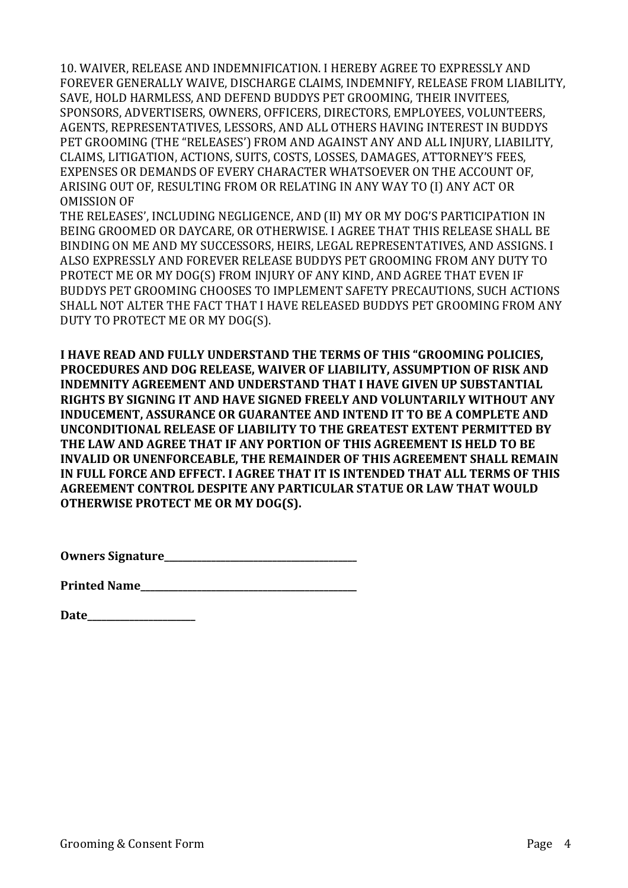10. WAIVER, RELEASE AND INDEMNIFICATION. I HEREBY AGREE TO EXPRESSLY AND FOREVER GENERALLY WAIVE, DISCHARGE CLAIMS, INDEMNIFY, RELEASE FROM LIABILITY, SAVE, HOLD HARMLESS, AND DEFEND BUDDYS PET GROOMING, THEIR INVITEES, SPONSORS, ADVERTISERS, OWNERS, OFFICERS, DIRECTORS, EMPLOYEES, VOLUNTEERS, AGENTS, REPRESENTATIVES, LESSORS, AND ALL OTHERS HAVING INTEREST IN BUDDYS PET GROOMING (THE "RELEASES') FROM AND AGAINST ANY AND ALL INJURY, LIABILITY, CLAIMS, LITIGATION, ACTIONS, SUITS, COSTS, LOSSES, DAMAGES, ATTORNEY'S FEES, EXPENSES OR DEMANDS OF EVERY CHARACTER WHATSOEVER ON THE ACCOUNT OF, ARISING OUT OF, RESULTING FROM OR RELATING IN ANY WAY TO (I) ANY ACT OR OMISSION OF THE RELEASES', INCLUDING NEGLIGENCE, AND (II) MY OR MY DOG'S PARTICIPATION IN BEING GROOMED OR DAYCARE, OR OTHERWISE. I AGREE THAT THIS RELEASE SHALL BE BINDING ON ME AND MY SUCCESSORS, HEIRS, LEGAL REPRESENTATIVES, AND ASSIGNS. I ALSO EXPRESSLY AND FOREVER RELEASE BUDDYS PET GROOMING FROM ANY DUTY TO PROTECT ME OR MY DOG(S) FROM INJURY OF ANY KIND, AND AGREE THAT EVEN IF BUDDYS PET GROOMING CHOOSES TO IMPLEMENT SAFETY PRECAUTIONS, SUCH ACTIONS SHALL NOT ALTER THE FACT THAT I HAVE RELEASED BUDDYS PET GROOMING FROM ANY DUTY TO PROTECT ME OR MY DOG(S).

**I HAVE READ AND FULLY UNDERSTAND THE TERMS OF THIS "GROOMING POLICIES, PROCEDURES AND DOG RELEASE, WAIVER OF LIABILITY, ASSUMPTION OF RISK AND INDEMNITY AGREEMENT AND UNDERSTAND THAT I HAVE GIVEN UP SUBSTANTIAL RIGHTS BY SIGNING IT AND HAVE SIGNED FREELY AND VOLUNTARILY WITHOUT ANY INDUCEMENT, ASSURANCE OR GUARANTEE AND INTEND IT TO BE A COMPLETE AND UNCONDITIONAL RELEASE OF LIABILITY TO THE GREATEST EXTENT PERMITTED BY THE LAW AND AGREE THAT IF ANY PORTION OF THIS AGREEMENT IS HELD TO BE INVALID OR UNENFORCEABLE, THE REMAINDER OF THIS AGREEMENT SHALL REMAIN IN FULL FORCE AND EFFECT. I AGREE THAT IT IS INTENDED THAT ALL TERMS OF THIS AGREEMENT CONTROL DESPITE ANY PARTICULAR STATUE OR LAW THAT WOULD OTHERWISE PROTECT ME OR MY DOG(S).**

**Owners Signature**_______________________________________

**Printed Name**___________________________________________

**Date**______________________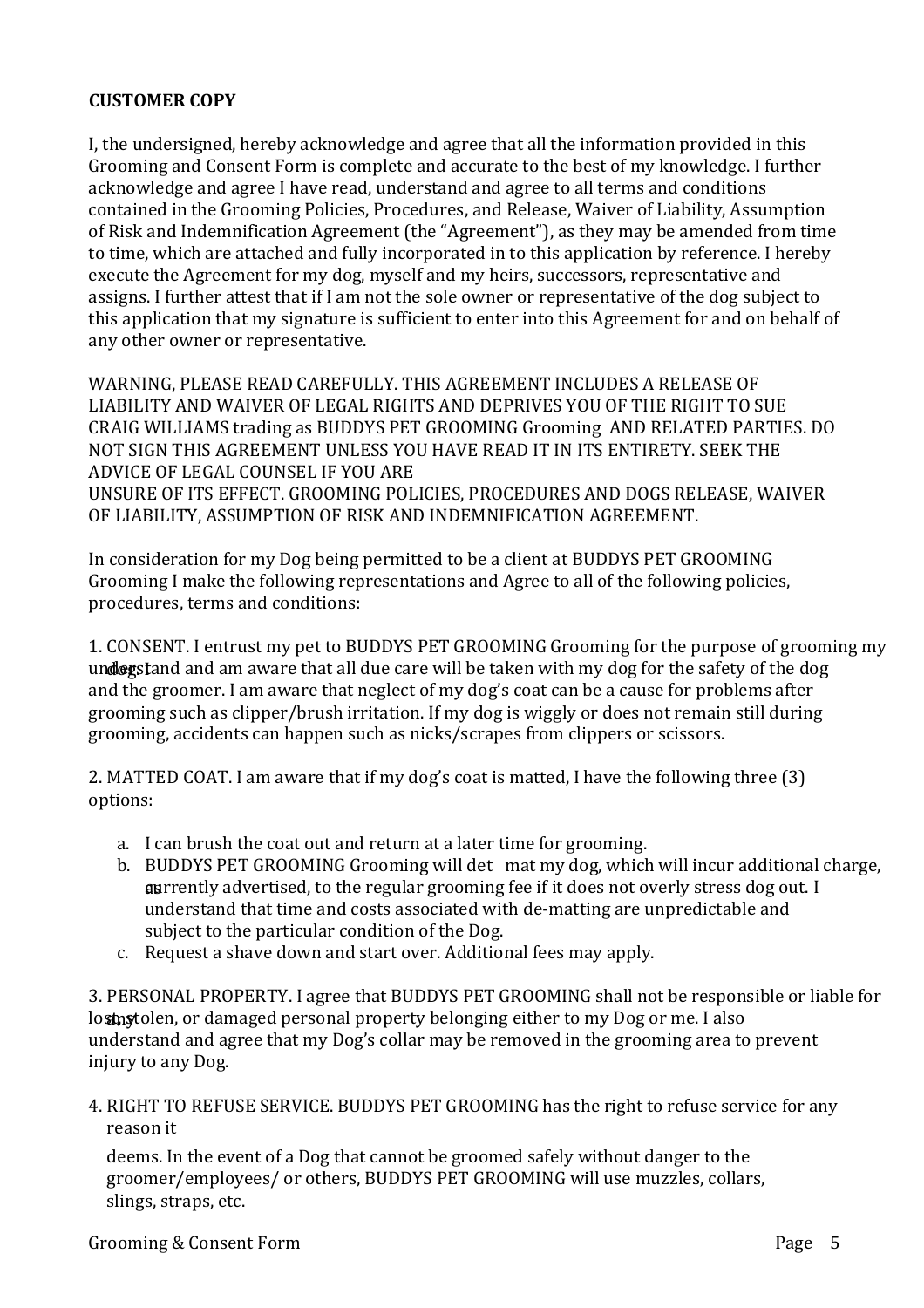**CUSTOMER COPY**

I, the undersigned, hereby acknowledge and agree that all the information provided in this Grooming and Consent Form is complete and accurate to the best of my knowledge. I further acknowledge and agree I have read, understand and agree to all terms and conditions contained in the Grooming Policies, Procedures, and Release, Waiver of Liability, Assumption of Risk and Indemnification Agreement (the "Agreement"), as they may be amended from time to time, which are attached and fully incorporated in to this application by reference. I hereby execute the Agreement for my dog, myself and my heirs, successors, representative and assigns. I further attest that if I am not the sole owner or representative of the dog subject to this application that my signature is sufficient to enter into this Agreement for and on behalf of any other owner or representative.

WARNING, PLEASE READ CAREFULLY. THIS AGREEMENT INCLUDES A RELEASE OF LIABILITY AND WAIVER OF LEGAL RIGHTS AND DEPRIVES YOU OF THE RIGHT TO SUE CRAIG WILLIAMS trading as BUDDYS PET GROOMING Grooming AND RELATED PARTIES. DO NOT SIGN THIS AGREEMENT UNLESS YOU HAVE READ IT IN ITS ENTIRETY. SEEK THE ADVICE OF LEGAL COUNSEL IF YOU ARE UNSURE OF ITS EFFECT. GROOMING POLICIES, PROCEDURES AND DOGS RELEASE, WAIVER OF LIABILITY, ASSUMPTION OF RISK AND INDEMNIFICATION AGREEMENT.

In consideration for my Dog being permitted to be a client at BUDDYS PET GROOMING Grooming I make the following representations and Agree to all of the following policies, procedures, terms and conditions:

1. CONSENT. I entrust my pet to BUDDYS PET GROOMING Grooming for the purpose of grooming my dog. I understand and am aware that all due care will be taken with my dog for the safety of the dog and the groomer. I am aware that neglect of my dog's coat can be a cause for problems after grooming such as clipper/brush irritation. If my dog is wiggly or does not remain still during grooming, accidents can happen such as nicks/scrapes from clippers or scissors.

2. MATTED COAT. I am aware that if my dog's coat is matted, I have the following three (3) options:

   a. I can brush the coat out and return at a later time for grooming.
   b. BUDDYS PET GROOMING Grooming will det mat my dog, which will incur additional charge, as currently advertised, to the regular grooming fee if it does not overly stress dog out. I understand that time and costs associated with de-matting are unpredictable and subject to the particular condition of the Dog.
   c. Request a shave down and start over. Additional fees may apply.

3. PERSONAL PROPERTY. I agree that BUDDYS PET GROOMING shall not be responsible or liable for any lost, stolen, or damaged personal property belonging either to my Dog or me. I also understand and agree that my Dog's collar may be removed in the grooming area to prevent injury to any Dog.

4. RIGHT TO REFUSE SERVICE. BUDDYS PET GROOMING has the right to refuse service for any reason it deems. In the event of a Dog that cannot be groomed safely without danger to the groomer/employees/ or others, BUDDYS PET GROOMING will use muzzles, collars, slings, straps, etc.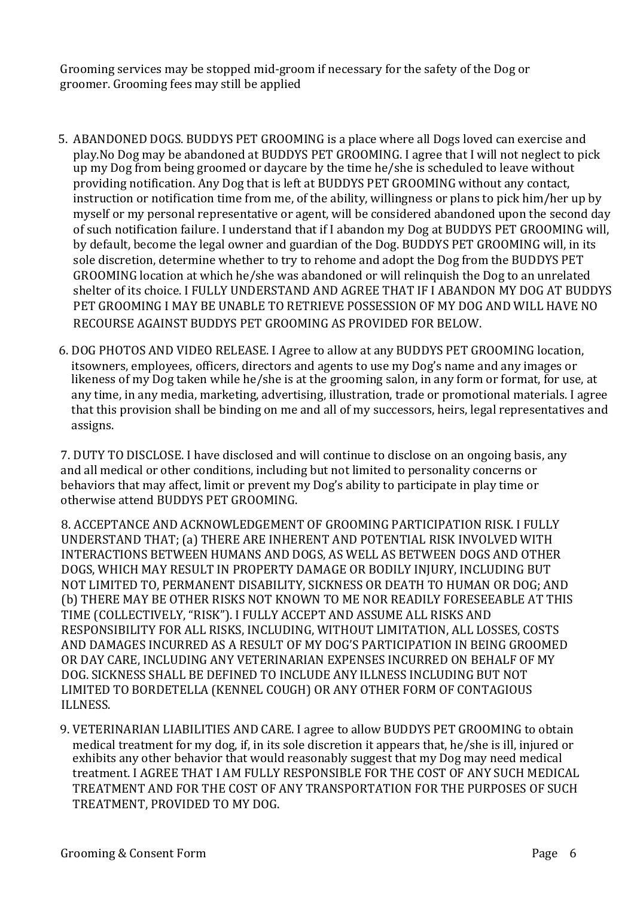Grooming services may be stopped mid-groom if necessary for the safety of the Dog or groomer. Grooming fees may still be applied

5. ABANDONED DOGS. BUDDYS PET GROOMING is a place where all Dogs loved can exercise and play.No Dog may be abandoned at BUDDYS PET GROOMING. I agree that I will not neglect to pick up my Dog from being groomed or daycare by the time he/she is scheduled to leave without providing notification. Any Dog that is left at BUDDYS PET GROOMING without any contact, instruction or notification time from me, of the ability, willingness or plans to pick him/her up by myself or my personal representative or agent, will be considered abandoned upon the second day of such notification failure. I understand that if I abandon my Dog at BUDDYS PET GROOMING will, by default, become the legal owner and guardian of the Dog. BUDDYS PET GROOMING will, in its sole discretion, determine whether to try to rehome and adopt the Dog from the BUDDYS PET GROOMING location at which he/she was abandoned or will relinquish the Dog to an unrelated shelter of its choice. I FULLY UNDERSTAND AND AGREE THAT IF I ABANDON MY DOG AT BUDDYS PET GROOMING I MAY BE UNABLE TO RETRIEVE POSSESSION OF MY DOG AND WILL HAVE NO RECOURSE AGAINST BUDDYS PET GROOMING AS PROVIDED FOR BELOW.

6. DOG PHOTOS AND VIDEO RELEASE. I Agree to allow at any BUDDYS PET GROOMING location, itsowners, employees, officers, directors and agents to use my Dog's name and any images or likeness of my Dog taken while he/she is at the grooming salon, in any form or format, for use, at any time, in any media, marketing, advertising, illustration, trade or promotional materials. I agree that this provision shall be binding on me and all of my successors, heirs, legal representatives and assigns.

7. DUTY TO DISCLOSE. I have disclosed and will continue to disclose on an ongoing basis, any and all medical or other conditions, including but not limited to personality concerns or behaviors that may affect, limit or prevent my Dog's ability to participate in play time or otherwise attend BUDDYS PET GROOMING.

8. ACCEPTANCE AND ACKNOWLEDGEMENT OF GROOMING PARTICIPATION RISK. I FULLY UNDERSTAND THAT; (a) THERE ARE INHERENT AND POTENTIAL RISK INVOLVED WITH INTERACTIONS BETWEEN HUMANS AND DOGS, AS WELL AS BETWEEN DOGS AND OTHER DOGS, WHICH MAY RESULT IN PROPERTY DAMAGE OR BODILY INJURY, INCLUDING BUT NOT LIMITED TO, PERMANENT DISABILITY, SICKNESS OR DEATH TO HUMAN OR DOG; AND (b) THERE MAY BE OTHER RISKS NOT KNOWN TO ME NOR READILY FORESEEABLE AT THIS TIME (COLLECTIVELY, "RISK"). I FULLY ACCEPT AND ASSUME ALL RISKS AND RESPONSIBILITY FOR ALL RISKS, INCLUDING, WITHOUT LIMITATION, ALL LOSSES, COSTS AND DAMAGES INCURRED AS A RESULT OF MY DOG'S PARTICIPATION IN BEING GROOMED OR DAY CARE, INCLUDING ANY VETERINARIAN EXPENSES INCURRED ON BEHALF OF MY DOG. SICKNESS SHALL BE DEFINED TO INCLUDE ANY ILLNESS INCLUDING BUT NOT LIMITED TO BORDETELLA (KENNEL COUGH) OR ANY OTHER FORM OF CONTAGIOUS ILLNESS.

9. VETERINARIAN LIABILITIES AND CARE. I agree to allow BUDDYS PET GROOMING to obtain medical treatment for my dog, if, in its sole discretion it appears that, he/she is ill, injured or exhibits any other behavior that would reasonably suggest that my Dog may need medical treatment. I AGREE THAT I AM FULLY RESPONSIBLE FOR THE COST OF ANY SUCH MEDICAL TREATMENT AND FOR THE COST OF ANY TRANSPORTATION FOR THE PURPOSES OF SUCH TREATMENT, PROVIDED TO MY DOG.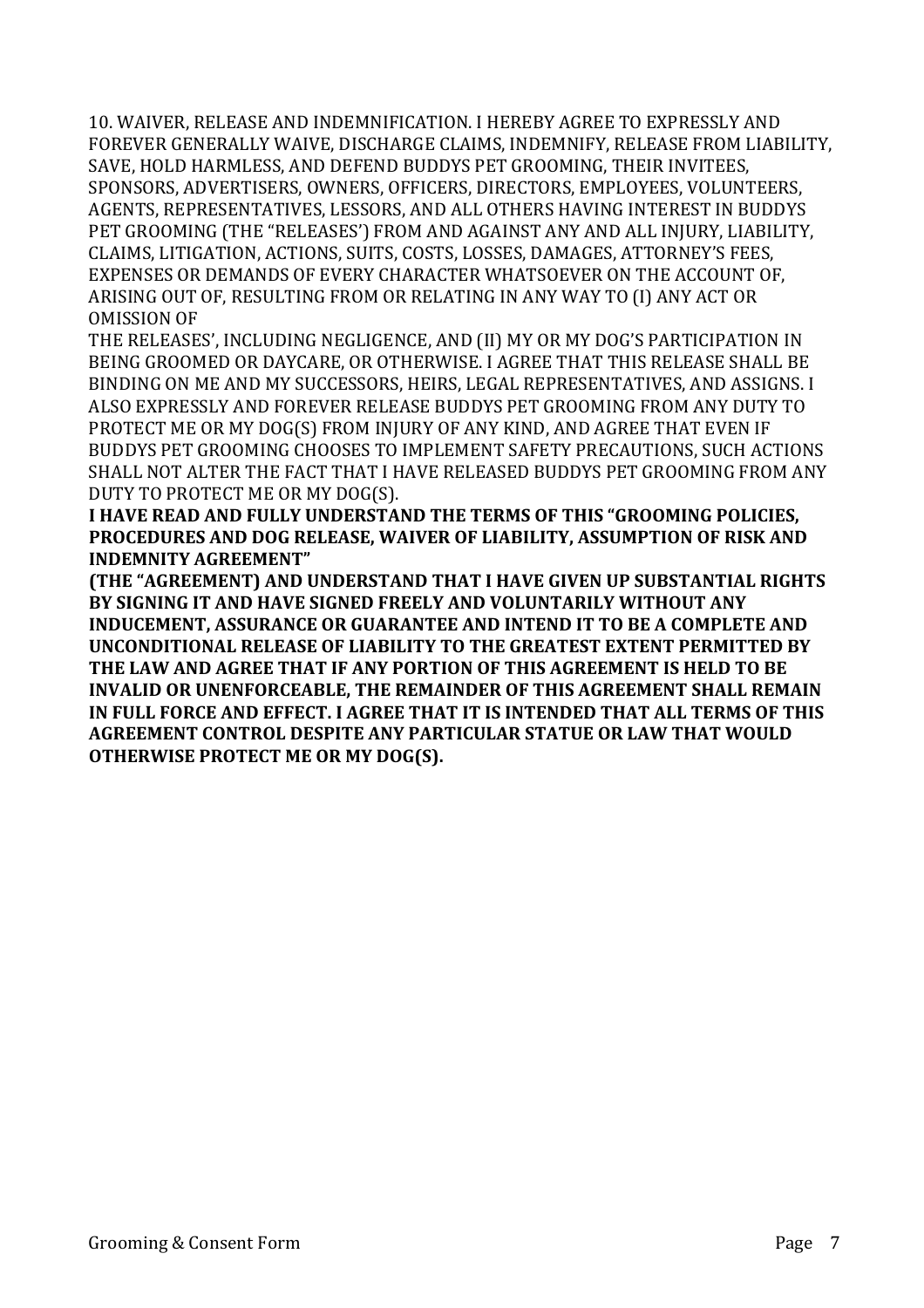10. WAIVER, RELEASE AND INDEMNIFICATION. I HEREBY AGREE TO EXPRESSLY AND FOREVER GENERALLY WAIVE, DISCHARGE CLAIMS, INDEMNIFY, RELEASE FROM LIABILITY, SAVE, HOLD HARMLESS, AND DEFEND BUDDYS PET GROOMING, THEIR INVITEES, SPONSORS, ADVERTISERS, OWNERS, OFFICERS, DIRECTORS, EMPLOYEES, VOLUNTEERS, AGENTS, REPRESENTATIVES, LESSORS, AND ALL OTHERS HAVING INTEREST IN BUDDYS PET GROOMING (THE "RELEASES') FROM AND AGAINST ANY AND ALL INJURY, LIABILITY, CLAIMS, LITIGATION, ACTIONS, SUITS, COSTS, LOSSES, DAMAGES, ATTORNEY'S FEES, EXPENSES OR DEMANDS OF EVERY CHARACTER WHATSOEVER ON THE ACCOUNT OF, ARISING OUT OF, RESULTING FROM OR RELATING IN ANY WAY TO (I) ANY ACT OR OMISSION OF
THE RELEASES', INCLUDING NEGLIGENCE, AND (II) MY OR MY DOG'S PARTICIPATION IN BEING GROOMED OR DAYCARE, OR OTHERWISE. I AGREE THAT THIS RELEASE SHALL BE BINDING ON ME AND MY SUCCESSORS, HEIRS, LEGAL REPRESENTATIVES, AND ASSIGNS. I ALSO EXPRESSLY AND FOREVER RELEASE BUDDYS PET GROOMING FROM ANY DUTY TO PROTECT ME OR MY DOG(S) FROM INJURY OF ANY KIND, AND AGREE THAT EVEN IF BUDDYS PET GROOMING CHOOSES TO IMPLEMENT SAFETY PRECAUTIONS, SUCH ACTIONS SHALL NOT ALTER THE FACT THAT I HAVE RELEASED BUDDYS PET GROOMING FROM ANY DUTY TO PROTECT ME OR MY DOG(S).

**I HAVE READ AND FULLY UNDERSTAND THE TERMS OF THIS "GROOMING POLICIES, PROCEDURES AND DOG RELEASE, WAIVER OF LIABILITY, ASSUMPTION OF RISK AND INDEMNITY AGREEMENT"**
**(THE "AGREEMENT) AND UNDERSTAND THAT I HAVE GIVEN UP SUBSTANTIAL RIGHTS BY SIGNING IT AND HAVE SIGNED FREELY AND VOLUNTARILY WITHOUT ANY INDUCEMENT, ASSURANCE OR GUARANTEE AND INTEND IT TO BE A COMPLETE AND UNCONDITIONAL RELEASE OF LIABILITY TO THE GREATEST EXTENT PERMITTED BY THE LAW AND AGREE THAT IF ANY PORTION OF THIS AGREEMENT IS HELD TO BE INVALID OR UNENFORCEABLE, THE REMAINDER OF THIS AGREEMENT SHALL REMAIN IN FULL FORCE AND EFFECT. I AGREE THAT IT IS INTENDED THAT ALL TERMS OF THIS AGREEMENT CONTROL DESPITE ANY PARTICULAR STATUE OR LAW THAT WOULD OTHERWISE PROTECT ME OR MY DOG(S).**